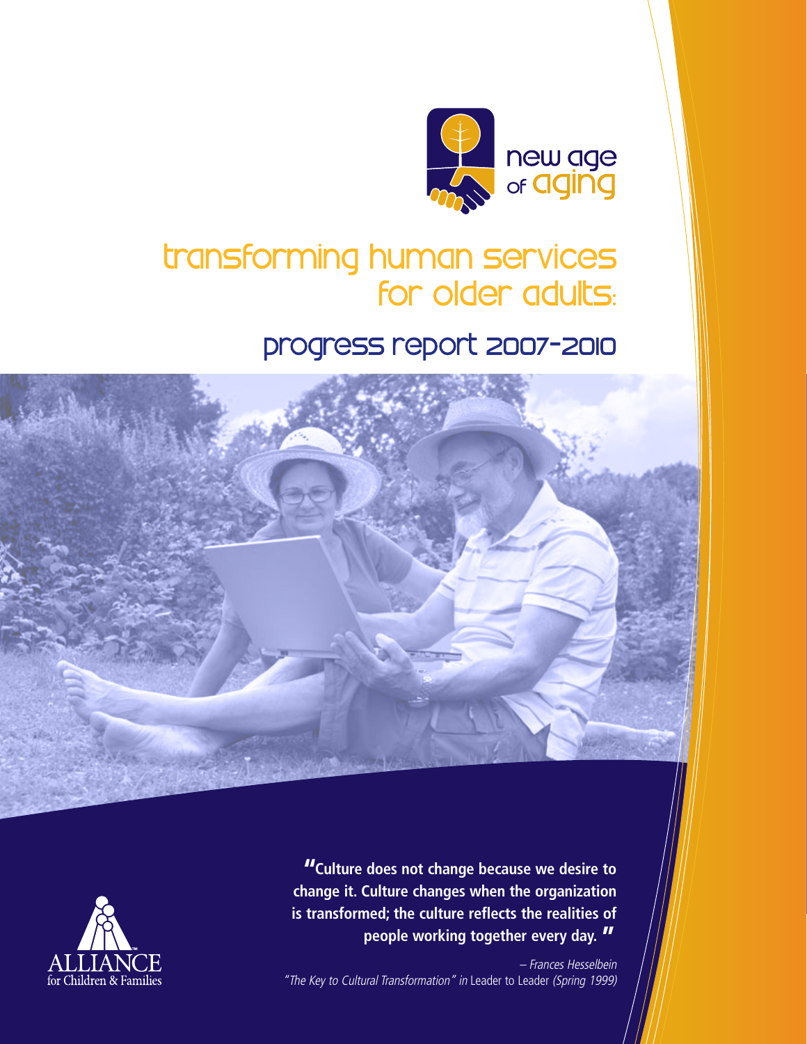new age of aging

# transforming human services for older adults:

## progress report 2007-2010

> **"Culture does not change because we desire to change it. Culture changes when the organization is transformed; the culture reflects the realities of people working together every day."**
>
> *– Frances Hesselbein*
> *"The Key to Cultural Transformation" in* Leader to Leader *(Spring 1999)*

ALLIANCE for Children & Families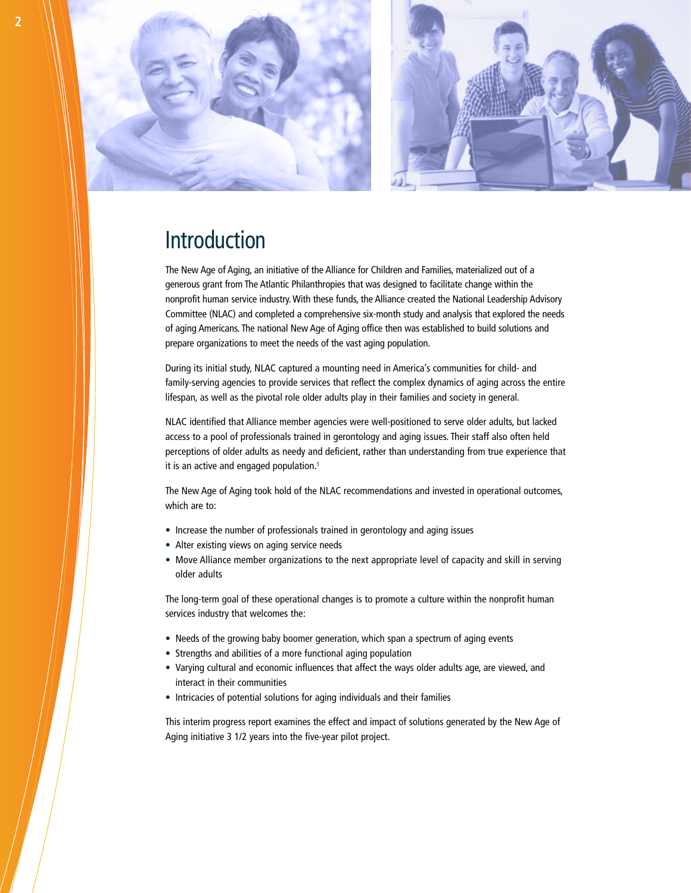# Introduction

The New Age of Aging, an initiative of the Alliance for Children and Families, materialized out of a generous grant from The Atlantic Philanthropies that was designed to facilitate change within the nonprofit human service industry. With these funds, the Alliance created the National Leadership Advisory Committee (NLAC) and completed a comprehensive six-month study and analysis that explored the needs of aging Americans. The national New Age of Aging office then was established to build solutions and prepare organizations to meet the needs of the vast aging population.

During its initial study, NLAC captured a mounting need in America's communities for child- and family-serving agencies to provide services that reflect the complex dynamics of aging across the entire lifespan, as well as the pivotal role older adults play in their families and society in general.

NLAC identified that Alliance member agencies were well-positioned to serve older adults, but lacked access to a pool of professionals trained in gerontology and aging issues. Their staff also often held perceptions of older adults as needy and deficient, rather than understanding from true experience that it is an active and engaged population.[1]

The New Age of Aging took hold of the NLAC recommendations and invested in operational outcomes, which are to:

- Increase the number of professionals trained in gerontology and aging issues
- Alter existing views on aging service needs
- Move Alliance member organizations to the next appropriate level of capacity and skill in serving older adults

The long-term goal of these operational changes is to promote a culture within the nonprofit human services industry that welcomes the:

- Needs of the growing baby boomer generation, which span a spectrum of aging events
- Strengths and abilities of a more functional aging population
- Varying cultural and economic influences that affect the ways older adults age, are viewed, and interact in their communities
- Intricacies of potential solutions for aging individuals and their families

This interim progress report examines the effect and impact of solutions generated by the New Age of Aging initiative 3 1/2 years into the five-year pilot project.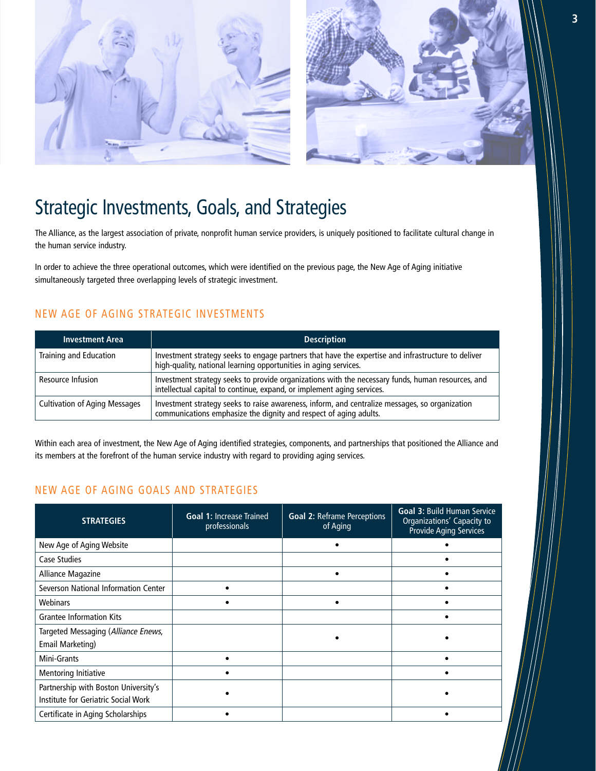# Strategic Investments, Goals, and Strategies

The Alliance, as the largest association of private, nonprofit human service providers, is uniquely positioned to facilitate cultural change in the human service industry.

In order to achieve the three operational outcomes, which were identified on the previous page, the New Age of Aging initiative simultaneously targeted three overlapping levels of strategic investment.

## NEW AGE OF AGING STRATEGIC INVESTMENTS

| Investment Area | Description |
|---|---|
| Training and Education | Investment strategy seeks to engage partners that have the expertise and infrastructure to deliver high-quality, national learning opportunities in aging services. |
| Resource Infusion | Investment strategy seeks to provide organizations with the necessary funds, human resources, and intellectual capital to continue, expand, or implement aging services. |
| Cultivation of Aging Messages | Investment strategy seeks to raise awareness, inform, and centralize messages, so organization communications emphasize the dignity and respect of aging adults. |

Within each area of investment, the New Age of Aging identified strategies, components, and partnerships that positioned the Alliance and its members at the forefront of the human service industry with regard to providing aging services.

## NEW AGE OF AGING GOALS AND STRATEGIES

| STRATEGIES | **Goal 1:** Increase Trained professionals | **Goal 2:** Reframe Perceptions of Aging | **Goal 3:** Build Human Service Organizations' Capacity to Provide Aging Services |
|---|---|---|---|
| New Age of Aging Website | | • | • |
| Case Studies | | | • |
| Alliance Magazine | | • | • |
| Severson National Information Center | • | | • |
| Webinars | • | • | • |
| Grantee Information Kits | | | • |
| Targeted Messaging (*Alliance Enews*, Email Marketing) | | • | • |
| Mini-Grants | • | | • |
| Mentoring Initiative | • | | • |
| Partnership with Boston University's Institute for Geriatric Social Work | • | | • |
| Certificate in Aging Scholarships | • | | • |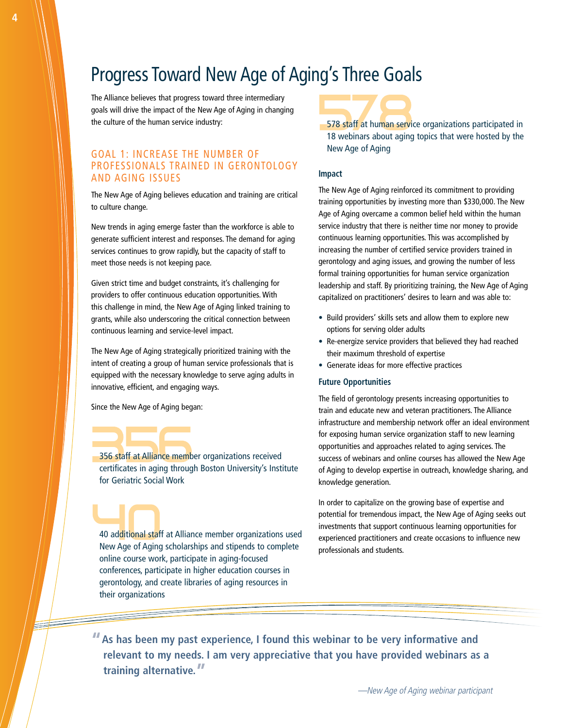# Progress Toward New Age of Aging's Three Goals

The Alliance believes that progress toward three intermediary goals will drive the impact of the New Age of Aging in changing the culture of the human service industry:

## GOAL 1: INCREASE THE NUMBER OF PROFESSIONALS TRAINED IN GERONTOLOGY AND AGING ISSUES

The New Age of Aging believes education and training are critical to culture change.

New trends in aging emerge faster than the workforce is able to generate sufficient interest and responses. The demand for aging services continues to grow rapidly, but the capacity of staff to meet those needs is not keeping pace.

Given strict time and budget constraints, it's challenging for providers to offer continuous education opportunities. With this challenge in mind, the New Age of Aging linked training to grants, while also underscoring the critical connection between continuous learning and service-level impact.

The New Age of Aging strategically prioritized training with the intent of creating a group of human service professionals that is equipped with the necessary knowledge to serve aging adults in innovative, efficient, and engaging ways.

Since the New Age of Aging began:

**356**

356 staff at Alliance member organizations received certificates in aging through Boston University's Institute for Geriatric Social Work

**40**

40 additional staff at Alliance member organizations used New Age of Aging scholarships and stipends to complete online course work, participate in aging-focused conferences, participate in higher education courses in gerontology, and create libraries of aging resources in their organizations

**578**

578 staff at human service organizations participated in 18 webinars about aging topics that were hosted by the New Age of Aging

### Impact

The New Age of Aging reinforced its commitment to providing training opportunities by investing more than $330,000. The New Age of Aging overcame a common belief held within the human service industry that there is neither time nor money to provide continuous learning opportunities. This was accomplished by increasing the number of certified service providers trained in gerontology and aging issues, and growing the number of less formal training opportunities for human service organization leadership and staff. By prioritizing training, the New Age of Aging capitalized on practitioners' desires to learn and was able to:

- Build providers' skills sets and allow them to explore new options for serving older adults
- Re-energize service providers that believed they had reached their maximum threshold of expertise
- Generate ideas for more effective practices

### Future Opportunities

The field of gerontology presents increasing opportunities to train and educate new and veteran practitioners. The Alliance infrastructure and membership network offer an ideal environment for exposing human service organization staff to new learning opportunities and approaches related to aging services. The success of webinars and online courses has allowed the New Age of Aging to develop expertise in outreach, knowledge sharing, and knowledge generation.

In order to capitalize on the growing base of expertise and potential for tremendous impact, the New Age of Aging seeks out investments that support continuous learning opportunities for experienced practitioners and create occasions to influence new professionals and students.

> **"As has been my past experience, I found this webinar to be very informative and relevant to my needs. I am very appreciative that you have provided webinars as a training alternative."**
>
> *—New Age of Aging webinar participant*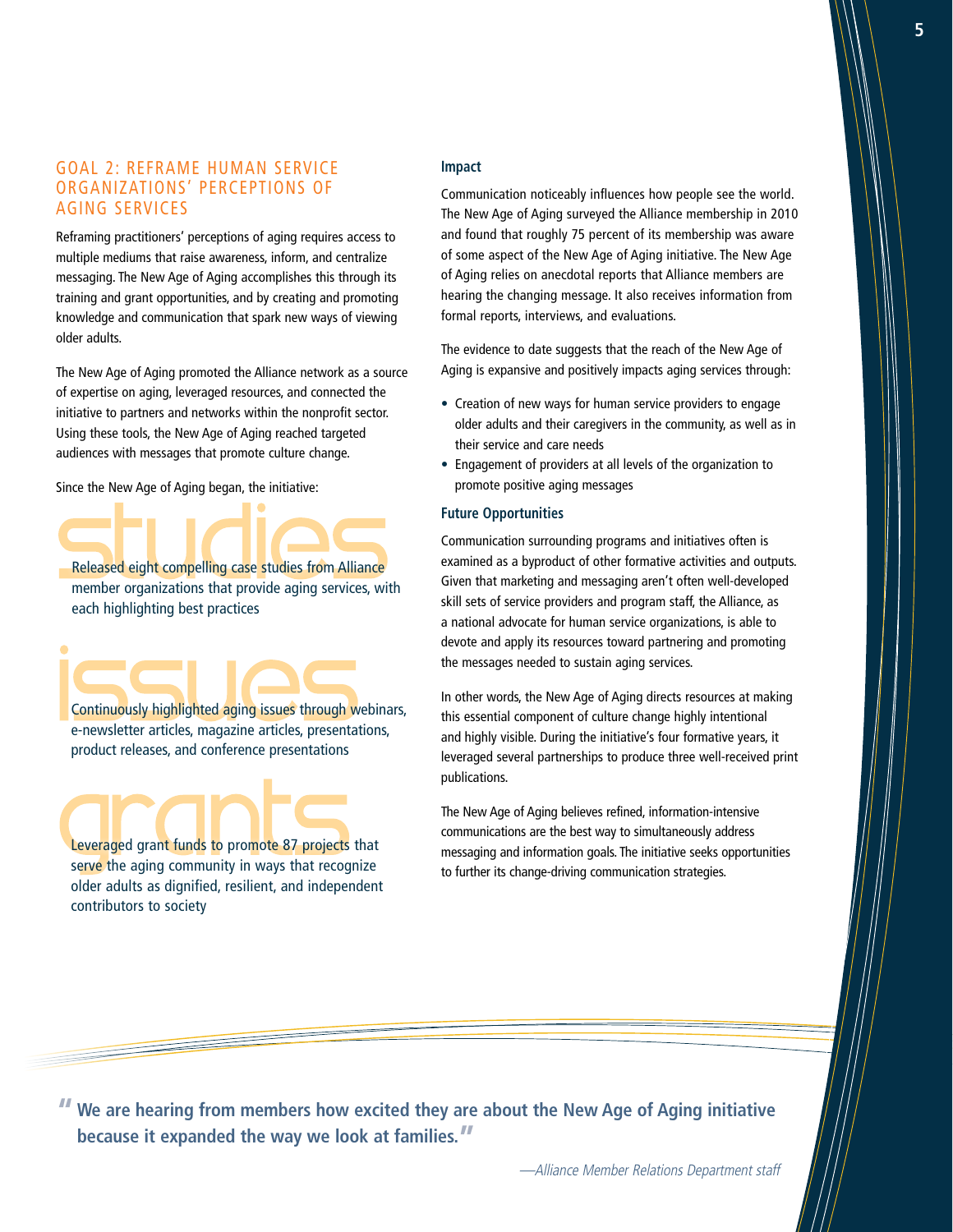## GOAL 2: REFRAME HUMAN SERVICE ORGANIZATIONS' PERCEPTIONS OF AGING SERVICES

Reframing practitioners' perceptions of aging requires access to multiple mediums that raise awareness, inform, and centralize messaging. The New Age of Aging accomplishes this through its training and grant opportunities, and by creating and promoting knowledge and communication that spark new ways of viewing older adults.

The New Age of Aging promoted the Alliance network as a source of expertise on aging, leveraged resources, and connected the initiative to partners and networks within the nonprofit sector. Using these tools, the New Age of Aging reached targeted audiences with messages that promote culture change.

Since the New Age of Aging began, the initiative:

**studies**

Released eight compelling case studies from Alliance member organizations that provide aging services, with each highlighting best practices

**issues**

Continuously highlighted aging issues through webinars, e-newsletter articles, magazine articles, presentations, product releases, and conference presentations

**grants**

Leveraged grant funds to promote 87 projects that serve the aging community in ways that recognize older adults as dignified, resilient, and independent contributors to society

### Impact

Communication noticeably influences how people see the world. The New Age of Aging surveyed the Alliance membership in 2010 and found that roughly 75 percent of its membership was aware of some aspect of the New Age of Aging initiative. The New Age of Aging relies on anecdotal reports that Alliance members are hearing the changing message. It also receives information from formal reports, interviews, and evaluations.

The evidence to date suggests that the reach of the New Age of Aging is expansive and positively impacts aging services through:

- Creation of new ways for human service providers to engage older adults and their caregivers in the community, as well as in their service and care needs
- Engagement of providers at all levels of the organization to promote positive aging messages

### Future Opportunities

Communication surrounding programs and initiatives often is examined as a byproduct of other formative activities and outputs. Given that marketing and messaging aren't often well-developed skill sets of service providers and program staff, the Alliance, as a national advocate for human service organizations, is able to devote and apply its resources toward partnering and promoting the messages needed to sustain aging services.

In other words, the New Age of Aging directs resources at making this essential component of culture change highly intentional and highly visible. During the initiative's four formative years, it leveraged several partnerships to produce three well-received print publications.

The New Age of Aging believes refined, information-intensive communications are the best way to simultaneously address messaging and information goals. The initiative seeks opportunities to further its change-driving communication strategies.

> **"We are hearing from members how excited they are about the New Age of Aging initiative because it expanded the way we look at families."**
>
> *—Alliance Member Relations Department staff*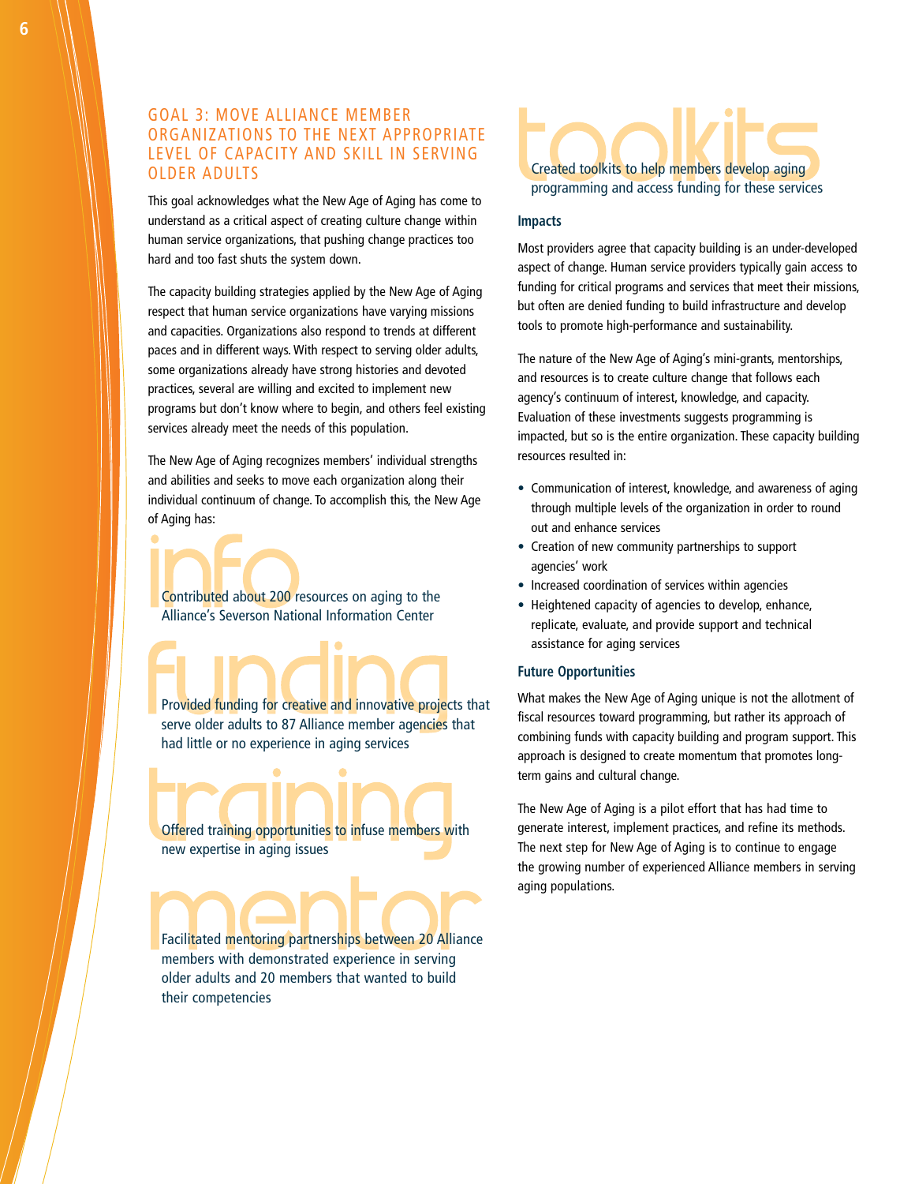## GOAL 3: MOVE ALLIANCE MEMBER ORGANIZATIONS TO THE NEXT APPROPRIATE LEVEL OF CAPACITY AND SKILL IN SERVING OLDER ADULTS

This goal acknowledges what the New Age of Aging has come to understand as a critical aspect of creating culture change within human service organizations, that pushing change practices too hard and too fast shuts the system down.

The capacity building strategies applied by the New Age of Aging respect that human service organizations have varying missions and capacities. Organizations also respond to trends at different paces and in different ways. With respect to serving older adults, some organizations already have strong histories and devoted practices, several are willing and excited to implement new programs but don't know where to begin, and others feel existing services already meet the needs of this population.

The New Age of Aging recognizes members' individual strengths and abilities and seeks to move each organization along their individual continuum of change. To accomplish this, the New Age of Aging has:

**info**

Contributed about 200 resources on aging to the Alliance's Severson National Information Center

**funding**

Provided funding for creative and innovative projects that serve older adults to 87 Alliance member agencies that had little or no experience in aging services

**training**

Offered training opportunities to infuse members with new expertise in aging issues

**mentor**

Facilitated mentoring partnerships between 20 Alliance members with demonstrated experience in serving older adults and 20 members that wanted to build their competencies

**toolkits**

Created toolkits to help members develop aging programming and access funding for these services

### Impacts

Most providers agree that capacity building is an under-developed aspect of change. Human service providers typically gain access to funding for critical programs and services that meet their missions, but often are denied funding to build infrastructure and develop tools to promote high-performance and sustainability.

The nature of the New Age of Aging's mini-grants, mentorships, and resources is to create culture change that follows each agency's continuum of interest, knowledge, and capacity. Evaluation of these investments suggests programming is impacted, but so is the entire organization. These capacity building resources resulted in:

- Communication of interest, knowledge, and awareness of aging through multiple levels of the organization in order to round out and enhance services
- Creation of new community partnerships to support agencies' work
- Increased coordination of services within agencies
- Heightened capacity of agencies to develop, enhance, replicate, evaluate, and provide support and technical assistance for aging services

### Future Opportunities

What makes the New Age of Aging unique is not the allotment of fiscal resources toward programming, but rather its approach of combining funds with capacity building and program support. This approach is designed to create momentum that promotes long-term gains and cultural change.

The New Age of Aging is a pilot effort that has had time to generate interest, implement practices, and refine its methods. The next step for New Age of Aging is to continue to engage the growing number of experienced Alliance members in serving aging populations.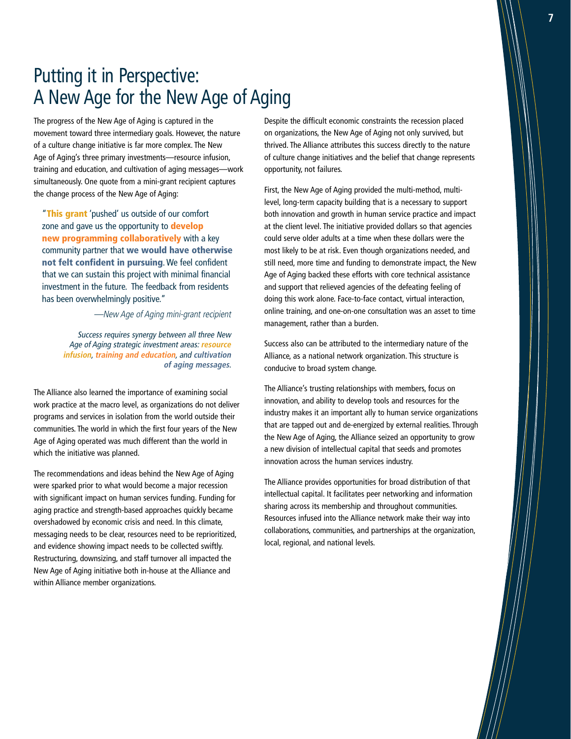# Putting it in Perspective: A New Age for the New Age of Aging

The progress of the New Age of Aging is captured in the movement toward three intermediary goals. However, the nature of a culture change initiative is far more complex. The New Age of Aging's three primary investments—resource infusion, training and education, and cultivation of aging messages—work simultaneously. One quote from a mini-grant recipient captures the change process of the New Age of Aging:

> "**This grant** 'pushed' us outside of our comfort zone and gave us the opportunity to **develop new programming collaboratively** with a key community partner that **we would have otherwise not felt confident in pursuing**. We feel confident that we can sustain this project with minimal financial investment in the future. The feedback from residents has been overwhelmingly positive."
>
> *—New Age of Aging mini-grant recipient*

*Success requires synergy between all three New Age of Aging strategic investment areas: **resource infusion**, **training and education**, and **cultivation of aging messages**.*

The Alliance also learned the importance of examining social work practice at the macro level, as organizations do not deliver programs and services in isolation from the world outside their communities. The world in which the first four years of the New Age of Aging operated was much different than the world in which the initiative was planned.

The recommendations and ideas behind the New Age of Aging were sparked prior to what would become a major recession with significant impact on human services funding. Funding for aging practice and strength-based approaches quickly became overshadowed by economic crisis and need. In this climate, messaging needs to be clear, resources need to be reprioritized, and evidence showing impact needs to be collected swiftly. Restructuring, downsizing, and staff turnover all impacted the New Age of Aging initiative both in-house at the Alliance and within Alliance member organizations.

Despite the difficult economic constraints the recession placed on organizations, the New Age of Aging not only survived, but thrived. The Alliance attributes this success directly to the nature of culture change initiatives and the belief that change represents opportunity, not failures.

First, the New Age of Aging provided the multi-method, multi-level, long-term capacity building that is a necessary to support both innovation and growth in human service practice and impact at the client level. The initiative provided dollars so that agencies could serve older adults at a time when these dollars were the most likely to be at risk. Even though organizations needed, and still need, more time and funding to demonstrate impact, the New Age of Aging backed these efforts with core technical assistance and support that relieved agencies of the defeating feeling of doing this work alone. Face-to-face contact, virtual interaction, online training, and one-on-one consultation was an asset to time management, rather than a burden.

Success also can be attributed to the intermediary nature of the Alliance, as a national network organization. This structure is conducive to broad system change.

The Alliance's trusting relationships with members, focus on innovation, and ability to develop tools and resources for the industry makes it an important ally to human service organizations that are tapped out and de-energized by external realities. Through the New Age of Aging, the Alliance seized an opportunity to grow a new division of intellectual capital that seeds and promotes innovation across the human services industry.

The Alliance provides opportunities for broad distribution of that intellectual capital. It facilitates peer networking and information sharing across its membership and throughout communities. Resources infused into the Alliance network make their way into collaborations, communities, and partnerships at the organization, local, regional, and national levels.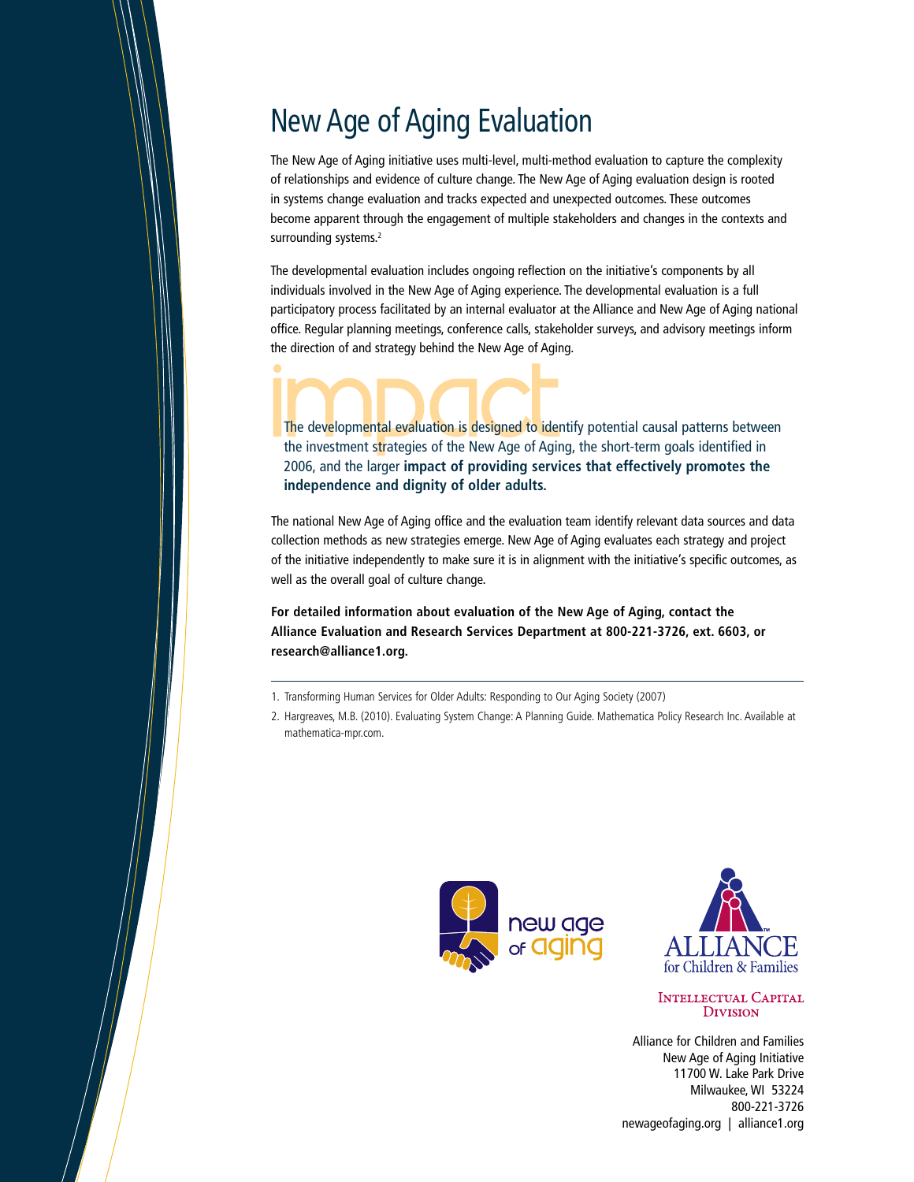# New Age of Aging Evaluation

The New Age of Aging initiative uses multi-level, multi-method evaluation to capture the complexity of relationships and evidence of culture change. The New Age of Aging evaluation design is rooted in systems change evaluation and tracks expected and unexpected outcomes. These outcomes become apparent through the engagement of multiple stakeholders and changes in the contexts and surrounding systems.[2]

The developmental evaluation includes ongoing reflection on the initiative's components by all individuals involved in the New Age of Aging experience. The developmental evaluation is a full participatory process facilitated by an internal evaluator at the Alliance and New Age of Aging national office. Regular planning meetings, conference calls, stakeholder surveys, and advisory meetings inform the direction of and strategy behind the New Age of Aging.

impact

The developmental evaluation is designed to identify potential causal patterns between the investment strategies of the New Age of Aging, the short-term goals identified in 2006, and the larger **impact of providing services that effectively promotes the independence and dignity of older adults.**

The national New Age of Aging office and the evaluation team identify relevant data sources and data collection methods as new strategies emerge. New Age of Aging evaluates each strategy and project of the initiative independently to make sure it is in alignment with the initiative's specific outcomes, as well as the overall goal of culture change.

**For detailed information about evaluation of the New Age of Aging, contact the Alliance Evaluation and Research Services Department at 800-221-3726, ext. 6603, or research@alliance1.org.**

---

1. Transforming Human Services for Older Adults: Responding to Our Aging Society (2007)
2. Hargreaves, M.B. (2010). Evaluating System Change: A Planning Guide. Mathematica Policy Research Inc. Available at mathematica-mpr.com.

new age of aging

ALLIANCE for Children & Families

INTELLECTUAL CAPITAL DIVISION

Alliance for Children and Families
New Age of Aging Initiative
11700 W. Lake Park Drive
Milwaukee, WI 53224
800-221-3726
newageofaging.org | alliance1.org